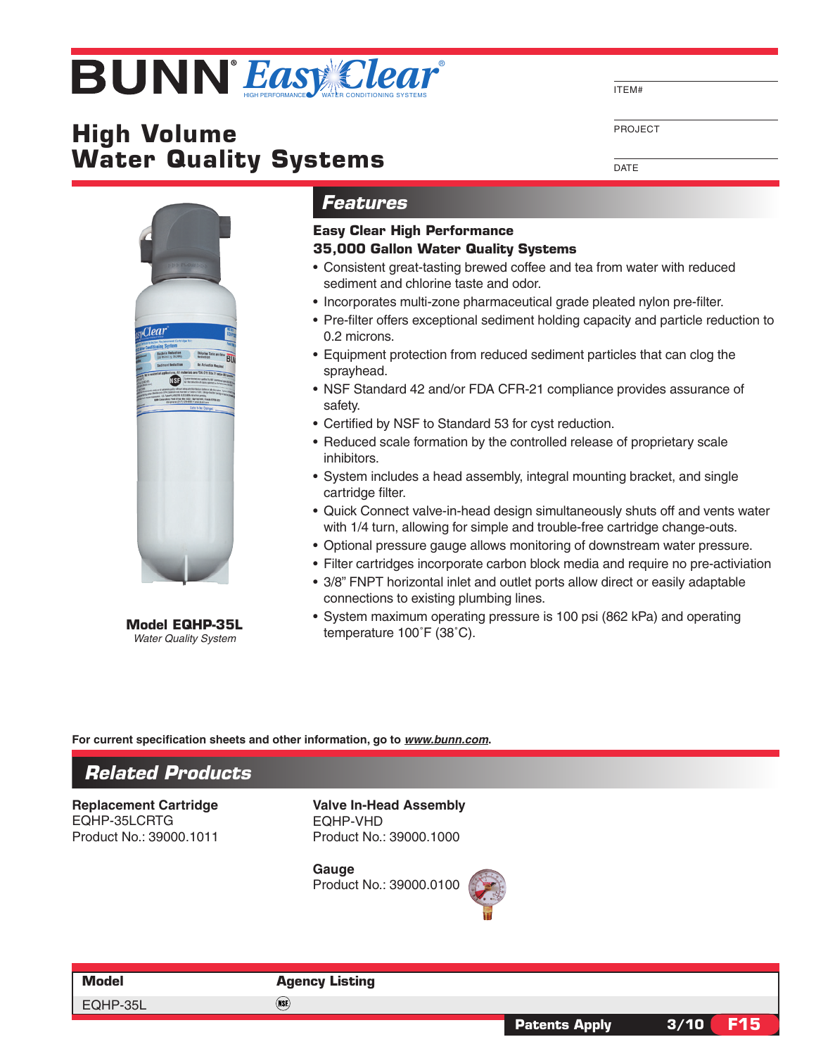# BUNN® EasyClear®

HIGH PERFORMANCE WATER CONDITIONING SYSTEMS

ITEM#

PROJECT

DATE

# High Volume Water Quality Systems

**Model EQHP-35L**
*Water Quality System*

## Features

**Easy Clear High Performance 35,000 Gallon Water Quality Systems**

- Consistent great-tasting brewed coffee and tea from water with reduced sediment and chlorine taste and odor.
- Incorporates multi-zone pharmaceutical grade pleated nylon pre-filter.
- Pre-filter offers exceptional sediment holding capacity and particle reduction to 0.2 microns.
- Equipment protection from reduced sediment particles that can clog the sprayhead.
- NSF Standard 42 and/or FDA CFR-21 compliance provides assurance of safety.
- Certified by NSF to Standard 53 for cyst reduction.
- Reduced scale formation by the controlled release of proprietary scale inhibitors.
- System includes a head assembly, integral mounting bracket, and single cartridge filter.
- Quick Connect valve-in-head design simultaneously shuts off and vents water with 1/4 turn, allowing for simple and trouble-free cartridge change-outs.
- Optional pressure gauge allows monitoring of downstream water pressure.
- Filter cartridges incorporate carbon block media and require no pre-activiation
- 3/8" FNPT horizontal inlet and outlet ports allow direct or easily adaptable connections to existing plumbing lines.
- System maximum operating pressure is 100 psi (862 kPa) and operating temperature 100˚F (38˚C).

**For current specification sheets and other information, go to *www.bunn.com*.**

## Related Products

**Replacement Cartridge**
EQHP-35LCRTG
Product No.: 39000.1011

**Valve In-Head Assembly**
EQHP-VHD
Product No.: 39000.1000

**Gauge**
Product No.: 39000.0100

| Model | Agency Listing |
|---|---|
| EQHP-35L | NSF |

**Patents Apply** 3/10 **F15**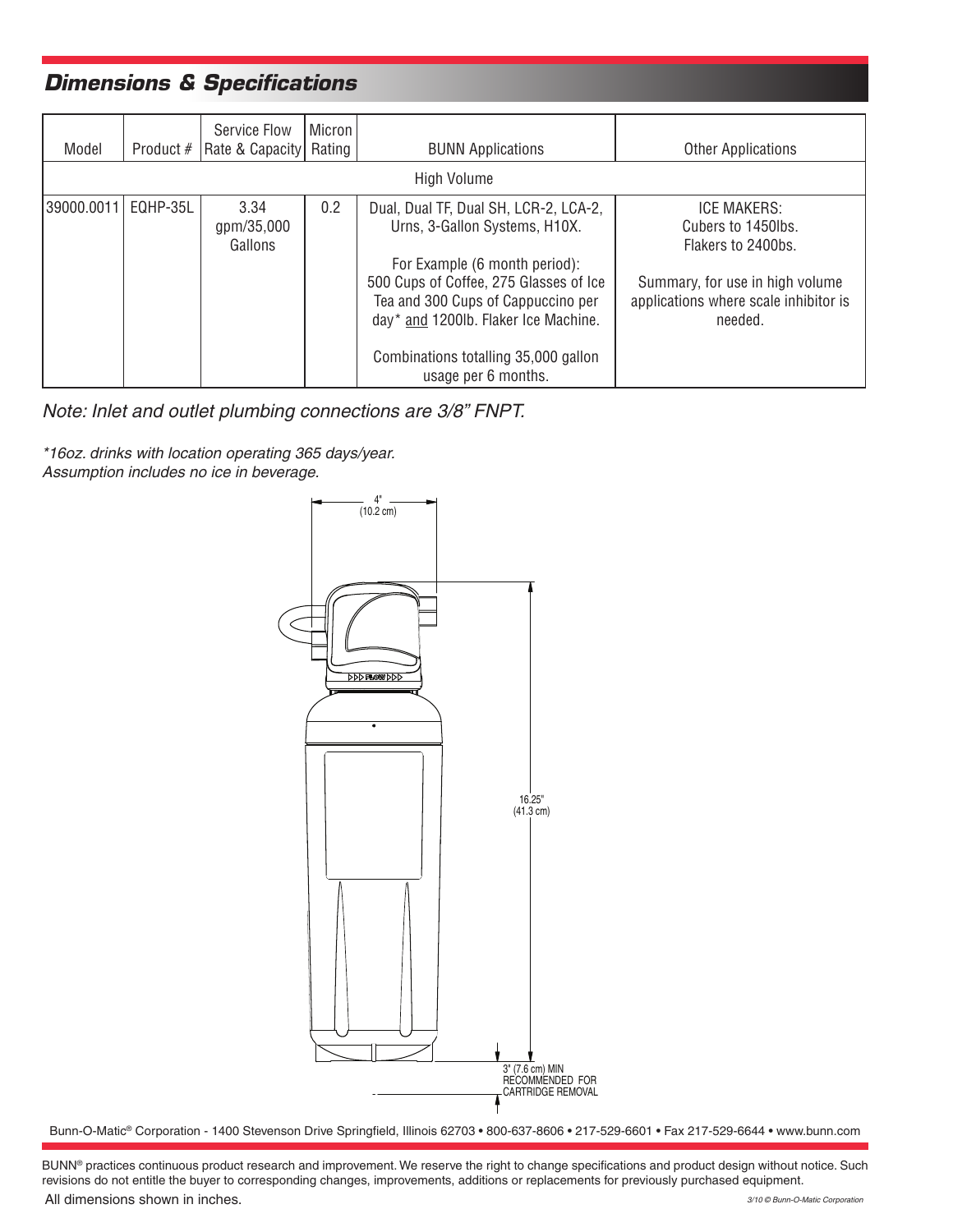## Dimensions & Specifications

| Model | Product # | Service Flow Rate & Capacity | Micron Rating | BUNN Applications | Other Applications |
|---|---|---|---|---|---|
| High Volume | | | | | |
| 39000.0011 | EQHP-35L | 3.34 gpm/35,000 Gallons | 0.2 | Dual, Dual TF, Dual SH, LCR-2, LCA-2, Urns, 3-Gallon Systems, H10X.<br><br>For Example (6 month period): 500 Cups of Coffee, 275 Glasses of Ice Tea and 300 Cups of Cappuccino per day* and 1200lb. Flaker Ice Machine.<br><br>Combinations totalling 35,000 gallon usage per 6 months. | ICE MAKERS: Cubers to 1450lbs. Flakers to 2400bs.<br><br>Summary, for use in high volume applications where scale inhibitor is needed. |

*Note: Inlet and outlet plumbing connections are 3/8" FNPT.*

*\*16oz. drinks with location operating 365 days/year. Assumption includes no ice in beverage.*

4"
(10.2 cm)

16.25"
(41.3 cm)

3" (7.6 cm) MIN
RECOMMENDED FOR
CARTRIDGE REMOVAL

Bunn-O-Matic® Corporation - 1400 Stevenson Drive Springfield, Illinois 62703 • 800-637-8606 • 217-529-6601 • Fax 217-529-6644 • www.bunn.com

BUNN® practices continuous product research and improvement. We reserve the right to change specifications and product design without notice. Such revisions do not entitle the buyer to corresponding changes, improvements, additions or replacements for previously purchased equipment.

All dimensions shown in inches.

3/10 © Bunn-O-Matic Corporation